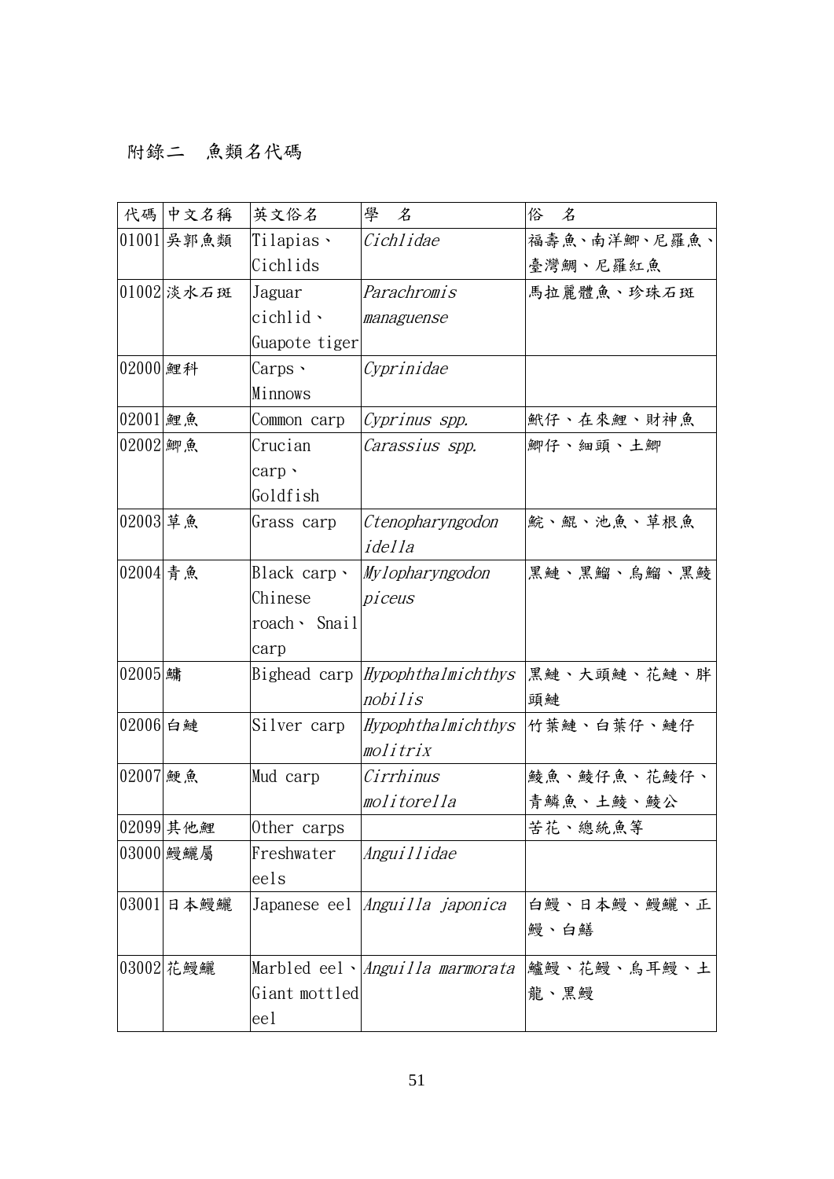# 附錄二　魚類名代碼

| 代碼 | 中文名稱 | 英文俗名 | 學　名 | 俗　名 |
| --- | --- | --- | --- | --- |
| 01001 | 吳郭魚類 | Tilapias、Cichlids | *Cichlidae* | 福壽魚、南洋鯽、尼羅魚、臺灣鯛、尼羅紅魚 |
| 01002 | 淡水石斑 | Jaguar cichlid、Guapote tiger | *Parachromis managuense* | 馬拉麗體魚、珍珠石斑 |
| 02000 | 鯉科 | Carps、Minnows | *Cyprinidae* | |
| 02001 | 鯉魚 | Common carp | *Cyprinus spp.* | 鮘仔、在來鯉、財神魚 |
| 02002 | 鯽魚 | Crucian carp、Goldfish | *Carassius spp.* | 鯽仔、細頭、土鯽 |
| 02003 | 草魚 | Grass carp | *Ctenopharyngodon idella* | 鯇、鯤、池魚、草根魚 |
| 02004 | 青魚 | Black carp、Chinese roach、Snail carp | *Mylopharyngodon piceus* | 黑鰱、黑鰡、烏鰡、黑鯪 |
| 02005 | 鱅 | Bighead carp | *Hypophthalmichthys nobilis* | 黑鰱、大頭鰱、花鰱、胖頭鰱 |
| 02006 | 白鰱 | Silver carp | *Hypophthalmichthys molitrix* | 竹葉鰱、白葉仔、鰱仔 |
| 02007 | 鯁魚 | Mud carp | *Cirrhinus molitorella* | 鯪魚、鯪仔魚、花鯪仔、青鱗魚、土鯪、鯪公 |
| 02099 | 其他鯉 | Other carps | | 苦花、總統魚等 |
| 03000 | 鰻鱺屬 | Freshwater eels | *Anguillidae* | |
| 03001 | 日本鰻鱺 | Japanese eel | *Anguilla japonica* | 白鰻、日本鰻、鰻鱺、正鰻、白鱔 |
| 03002 | 花鰻鱺 | Marbled eel、Giant mottled eel | *Anguilla marmorata* | 鱸鰻、花鰻、烏耳鰻、土龍、黑鰻 |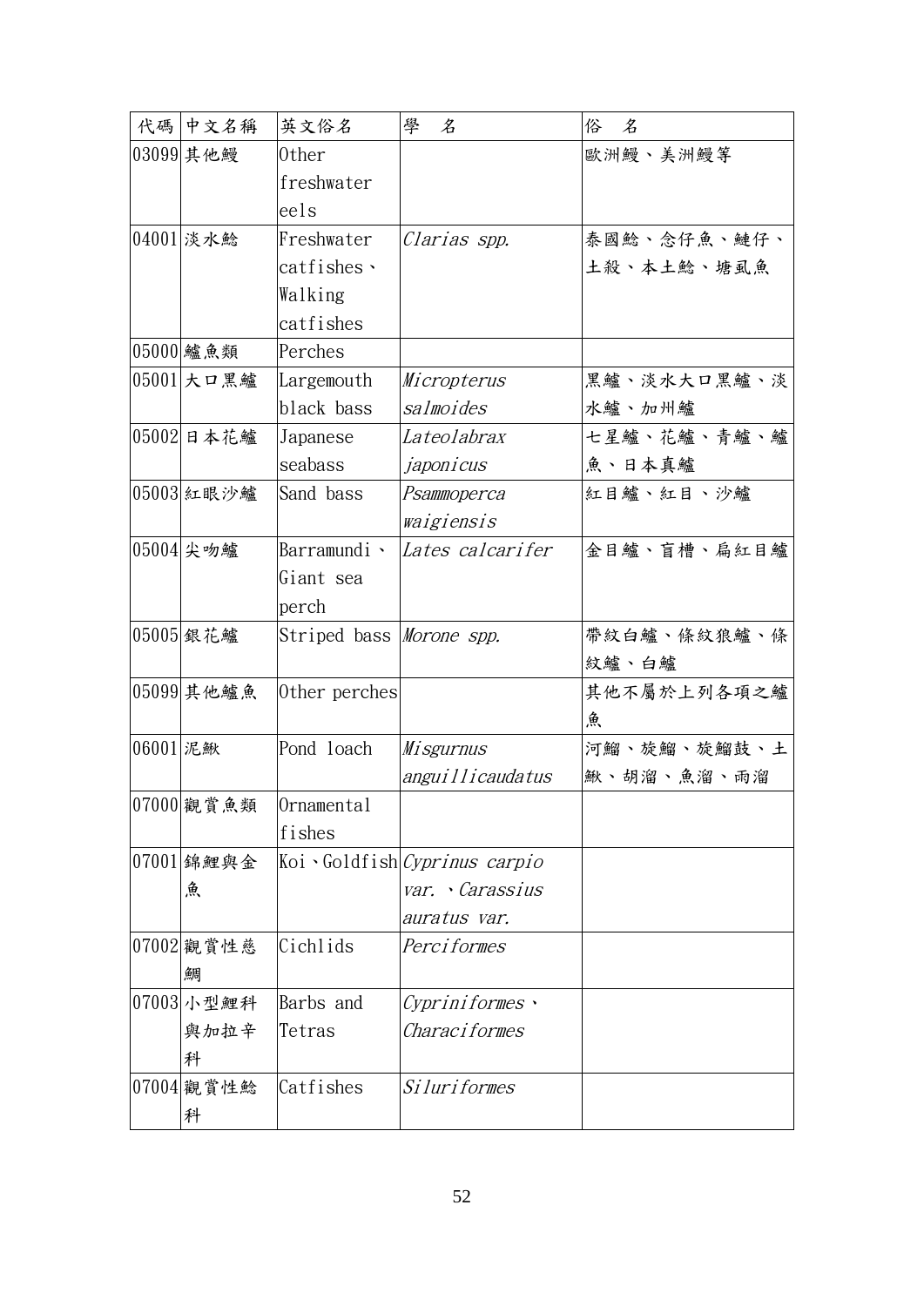| 代碼 | 中文名稱 | 英文俗名 | 學　名 | 俗　名 |
|---|---|---|---|---|
| 03099 | 其他鰻 | Other freshwater eels | | 歐洲鰻、美洲鰻等 |
| 04001 | 淡水鯰 | Freshwater catfishes、Walking catfishes | *Clarias spp.* | 泰國鯰、念仔魚、鏈仔、土殺、本土鯰、塘虱魚 |
| 05000 | 鱸魚類 | Perches | | |
| 05001 | 大口黑鱸 | Largemouth black bass | *Micropterus salmoides* | 黑鱸、淡水大口黑鱸、淡水鱸、加州鱸 |
| 05002 | 日本花鱸 | Japanese seabass | *Lateolabrax japonicus* | 七星鱸、花鱸、青鱸、鱸魚、日本真鱸 |
| 05003 | 紅眼沙鱸 | Sand bass | *Psammoperca waigiensis* | 紅目鱸、紅目、沙鱸 |
| 05004 | 尖吻鱸 | Barramundi、Giant sea perch | *Lates calcarifer* | 金目鱸、盲槽、扁紅目鱸 |
| 05005 | 銀花鱸 | Striped bass | *Morone spp.* | 帶紋白鱸、條紋狼鱸、條紋鱸、白鱸 |
| 05099 | 其他鱸魚 | Other perches | | 其他不屬於上列各項之鱸魚 |
| 06001 | 泥鰍 | Pond loach | *Misgurnus anguillicaudatus* | 河鰡、旋鰡、旋鰡鼓、土鰍、胡溜、魚溜、雨溜 |
| 07000 | 觀賞魚類 | Ornamental fishes | | |
| 07001 | 錦鯉與金魚 | Koi、Goldfish | *Cyprinus carpio var.*、*Carassius auratus var.* | |
| 07002 | 觀賞性慈鯛 | Cichlids | *Perciformes* | |
| 07003 | 小型鯉科與加拉辛科 | Barbs and Tetras | *Cypriniformes*、*Characiformes* | |
| 07004 | 觀賞性鯰科 | Catfishes | *Siluriformes* | |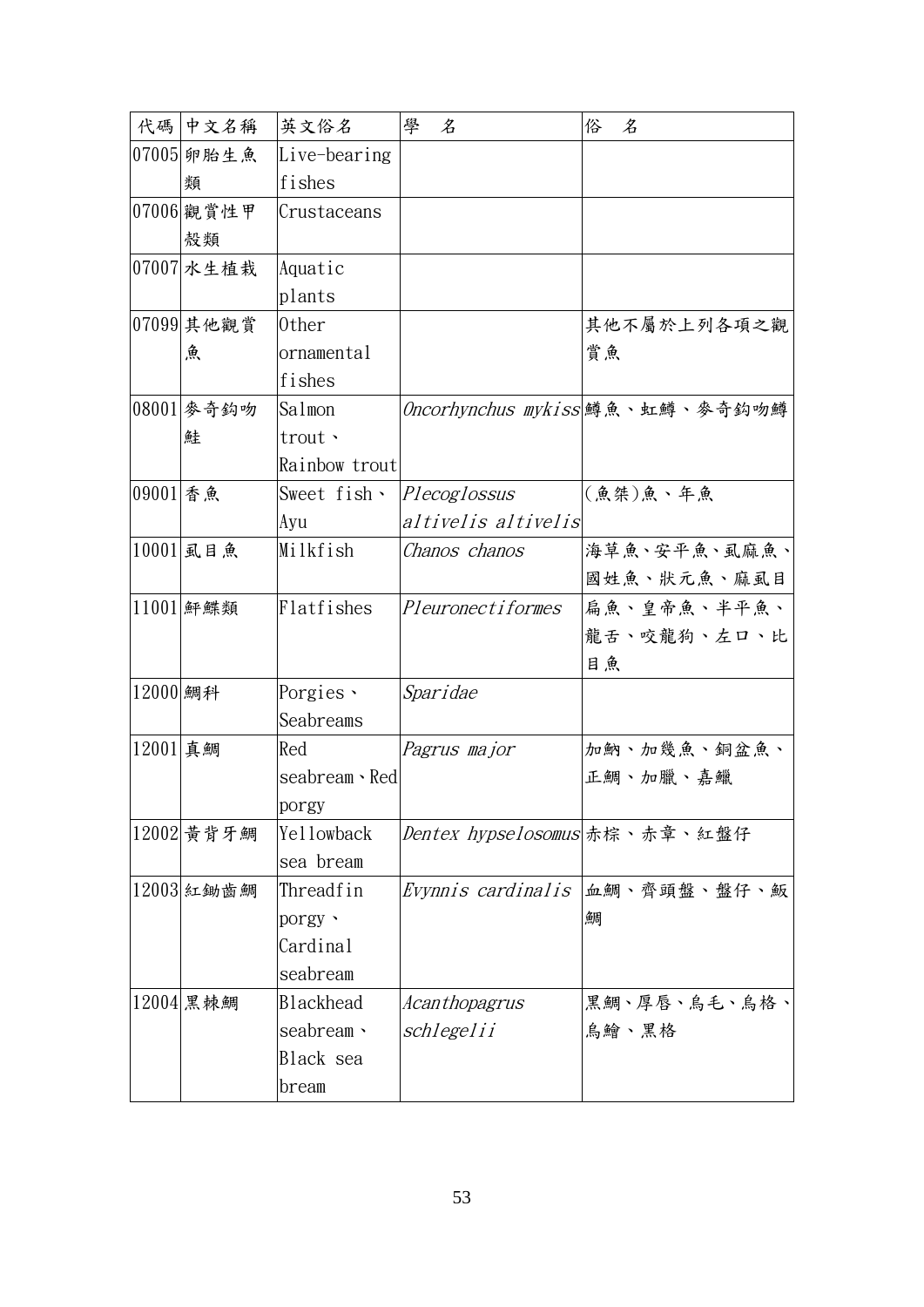| 代碼 | 中文名稱 | 英文俗名 | 學　名 | 俗　名 |
|---|---|---|---|---|
| 07005 | 卵胎生魚類 | Live-bearing fishes | | |
| 07006 | 觀賞性甲殼類 | Crustaceans | | |
| 07007 | 水生植栽 | Aquatic plants | | |
| 07099 | 其他觀賞魚 | Other ornamental fishes | | 其他不屬於上列各項之觀賞魚 |
| 08001 | 麥奇鈎吻鮭 | Salmon trout、Rainbow trout | *Oncorhynchus mykiss* | 鱒魚、虹鱒、麥奇鈎吻鱒 |
| 09001 | 香魚 | Sweet fish、Ayu | *Plecoglossus altivelis altivelis* | (魚桀)魚、年魚 |
| 10001 | 虱目魚 | Milkfish | *Chanos chanos* | 海草魚、安平魚、虱麻魚、國姓魚、狀元魚、麻虱目 |
| 11001 | 鮃鰈類 | Flatfishes | *Pleuronectiformes* | 扁魚、皇帝魚、半平魚、龍舌、咬龍狗、左口、比目魚 |
| 12000 | 鯛科 | Porgies、Seabreams | *Sparidae* | |
| 12001 | 真鯛 | Red seabream、Red porgy | *Pagrus major* | 加蚋、加幾魚、銅盆魚、正鯛、加臘、嘉鱲 |
| 12002 | 黃背牙鯛 | Yellowback sea bream | *Dentex hypselosomus* | 赤棕、赤章、紅盤仔 |
| 12003 | 紅鋤齒鯛 | Threadfin porgy、Cardinal seabream | *Evynnis cardinalis* | 血鯛、齊頭盤、盤仔、魬鯛 |
| 12004 | 黑棘鯛 | Blackhead seabream、Black sea bream | *Acanthopagrus schlegelii* | 黑鯛、厚唇、烏毛、烏格、烏鰡、黑格 |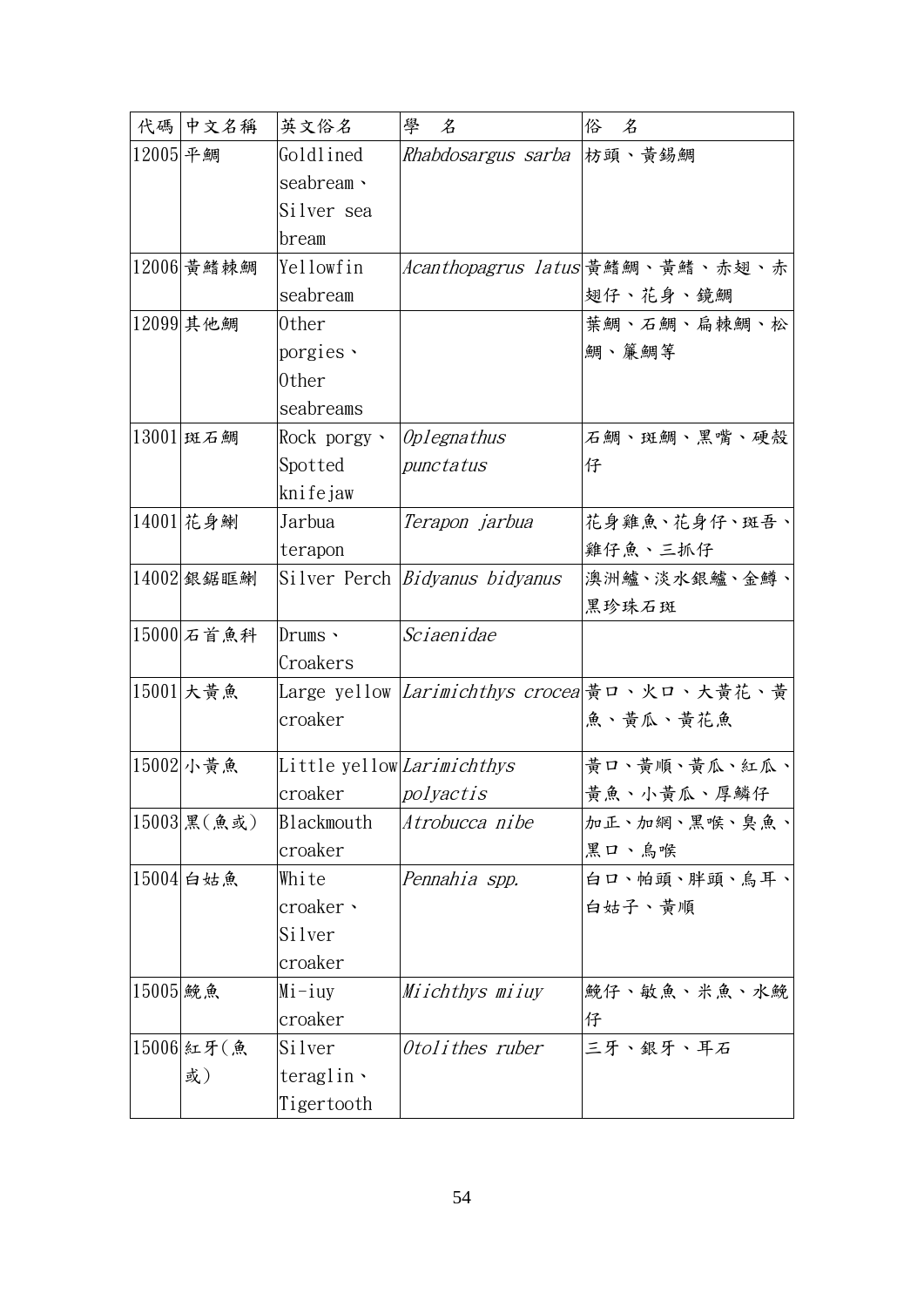| 代碼 | 中文名稱 | 英文俗名 | 學　名 | 俗　名 |
|---|---|---|---|---|
| 12005 | 平鯛 | Goldlined seabream、Silver sea bream | *Rhabdosargus sarba* | 枋頭、黃錫鯛 |
| 12006 | 黃鰭棘鯛 | Yellowfin seabream | *Acanthopagrus latus* | 黃鰭鯛、黃鰭、赤翅、赤翅仔、花身、鏡鯛 |
| 12099 | 其他鯛 | Other porgies、Other seabreams | | 葉鯛、石鯛、扁棘鯛、松鯛、簾鯛等 |
| 13001 | 斑石鯛 | Rock porgy、Spotted knifejaw | *Oplegnathus punctatus* | 石鯛、斑鯛、黑嘴、硬殼仔 |
| 14001 | 花身鯻 | Jarbua terapon | *Terapon jarbua* | 花身雞魚、花身仔、斑吾、雞仔魚、三抓仔 |
| 14002 | 銀鋸眶鯻 | Silver Perch | *Bidyanus bidyanus* | 澳洲鱸、淡水銀鱸、金鱒、黑珍珠石斑 |
| 15000 | 石首魚科 | Drums、Croakers | *Sciaenidae* | |
| 15001 | 大黃魚 | Large yellow croaker | *Larimichthys crocea* | 黃口、火口、大黃花、黃魚、黃瓜、黃花魚 |
| 15002 | 小黃魚 | Little yellow croaker | *Larimichthys polyactis* | 黃口、黃順、黃瓜、紅瓜、黃魚、小黃瓜、厚鱗仔 |
| 15003 | 黑(魚或) | Blackmouth croaker | *Atrobucca nibe* | 加正、加網、黑喉、臭魚、黑口、烏喉 |
| 15004 | 白姑魚 | White croaker、Silver croaker | *Pennahia spp.* | 白口、帕頭、胖頭、烏耳、白姑子、黃順 |
| 15005 | 鮸魚 | Mi-iuy croaker | *Miichthys miiuy* | 鮸仔、敏魚、米魚、水鮸仔 |
| 15006 | 紅牙(魚或) | Silver teraglin、Tigertooth | *Otolithes ruber* | 三牙、銀牙、耳石 |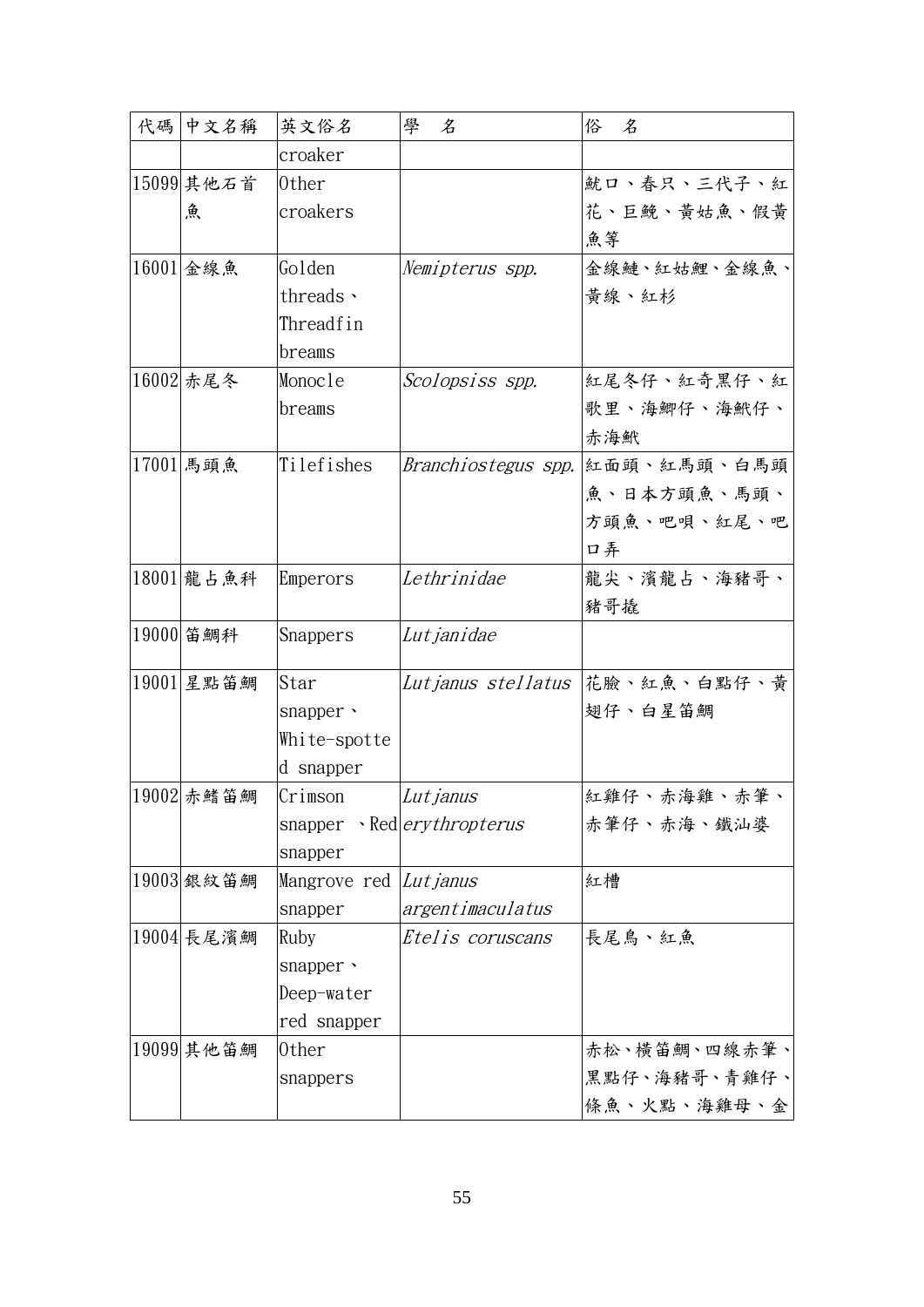| 代碼 | 中文名稱 | 英文俗名 | 學　名 | 俗　名 |
|---|---|---|---|---|
| | | croaker | | |
| 15099 | 其他石首魚 | Other croakers | | 鮸口、春只、三代子、紅花、巨鮸、黃姑魚、假黃魚等 |
| 16001 | 金線魚 | Golden threads、Threadfin breams | *Nemipterus spp.* | 金線鰱、紅姑鯉、金線魚、黃線、紅杉 |
| 16002 | 赤尾冬 | Monocle breams | *Scolopsiss spp.* | 紅尾冬仔、紅奇黑仔、紅歌里、海鯽仔、海�París仔、赤海魠 |
| 17001 | 馬頭魚 | Tilefishes | *Branchiostegus spp.* | 紅面頭、紅馬頭、白馬頭魚、日本方頭魚、馬頭、方頭魚、吧唄、紅尾、吧口弄 |
| 18001 | 龍占魚科 | Emperors | *Lethrinidae* | 龍尖、濱龍占、海豬哥、豬哥撬 |
| 19000 | 笛鯛科 | Snappers | *Lutjanidae* | |
| 19001 | 星點笛鯛 | Star snapper、White-spotted snapper | *Lutjanus stellatus* | 花臉、紅魚、白點仔、黃翅仔、白星笛鯛 |
| 19002 | 赤鰭笛鯛 | Crimson snapper 、Red snapper | *Lutjanus erythropterus* | 紅雞仔、赤海雞、赤筆、赤筆仔、赤海、鐵汕婆 |
| 19003 | 銀紋笛鯛 | Mangrove red snapper | *Lutjanus argentimaculatus* | 紅槽 |
| 19004 | 長尾濱鯛 | Ruby snapper、Deep-water red snapper | *Etelis coruscans* | 長尾鳥、紅魚 |
| 19099 | 其他笛鯛 | Other snappers | | 赤松、橫笛鯛、四線赤筆、黑點仔、海豬哥、青雞仔、條魚、火點、海雞母、金 |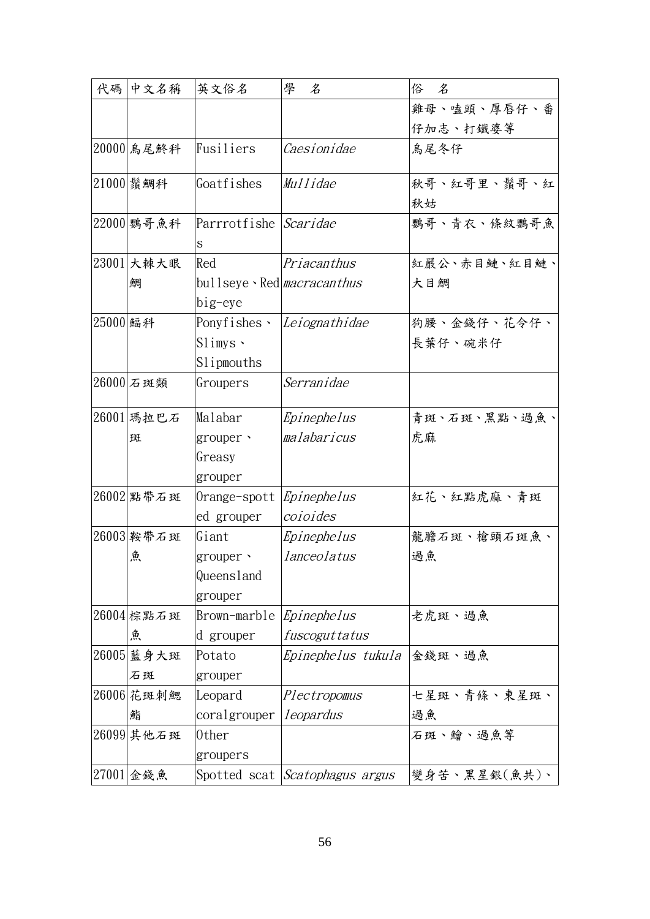| 代碼 | 中文名稱 | 英文俗名 | 學　名 | 俗　名 |
|---|---|---|---|---|
| | | | | 雞母、嗑頭、厚唇仔、番仔加志、打鐵婆等 |
| 20000 | 烏尾鮗科 | Fusiliers | *Caesionidae* | 烏尾冬仔 |
| 21000 | 鬚鯛科 | Goatfishes | *Mullidae* | 秋哥、紅哥里、鬚哥、紅秋姑 |
| 22000 | 鸚哥魚科 | Parrrotfishes | *Scaridae* | 鸚哥、青衣、條紋鸚哥魚 |
| 23001 | 大棘大眼鯛 | Red bullseye、Red big-eye | *Priacanthus macracanthus* | 紅嚴公、赤目鰱、紅目鰱、大目鯛 |
| 25000 | 鰏科 | Ponyfishes、Slimys、Slipmouths | *Leiognathidae* | 狗腰、金錢仔、花令仔、長葉仔、碗米仔 |
| 26000 | 石斑類 | Groupers | *Serranidae* | |
| 26001 | 瑪拉巴石斑 | Malabar grouper、Greasy grouper | *Epinephelus malabaricus* | 青斑、石斑、黑點、過魚、虎麻 |
| 26002 | 點帶石斑 | Orange-spotted grouper | *Epinephelus coioides* | 紅花、紅點虎麻、青斑 |
| 26003 | 鞍帶石斑魚 | Giant grouper、Queensland grouper | *Epinephelus lanceolatus* | 龍膽石斑、槍頭石斑魚、過魚 |
| 26004 | 棕點石斑魚 | Brown-marbled grouper | *Epinephelus fuscoguttatus* | 老虎斑、過魚 |
| 26005 | 藍身大斑石斑 | Potato grouper | *Epinephelus tukula* | 金錢斑、過魚 |
| 26006 | 花斑刺鰓鮨 | Leopard coralgrouper | *Plectropomus leopardus* | 七星斑、青條、東星斑、過魚 |
| 26099 | 其他石斑 | Other groupers | | 石斑、鱠、過魚等 |
| 27001 | 金錢魚 | Spotted scat | *Scatophagus argus* | 變身苦、黑星銀(魚共)、 |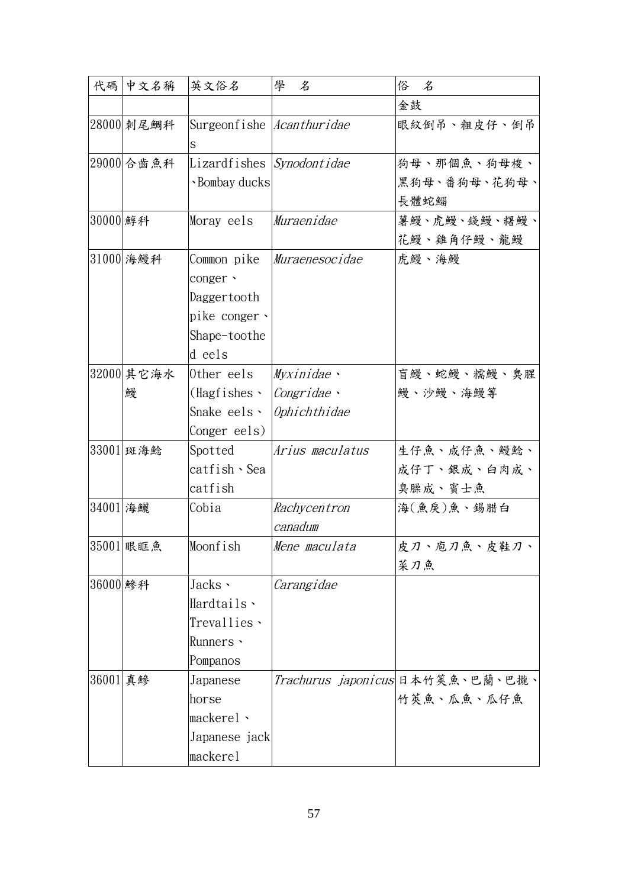| 代碼 | 中文名稱 | 英文俗名 | 學　名 | 俗　名 |
|---|---|---|---|---|
| | | | | 金鼓 |
| 28000 | 刺尾鯛科 | Surgeonfishes | *Acanthuridae* | 眼紋倒吊、粗皮仔、倒吊 |
| 29000 | 合齒魚科 | Lizardfishes、Bombay ducks | *Synodontidae* | 狗母、那個魚、狗母梭、黑狗母、番狗母、花狗母、長體蛇鯔 |
| 30000 | 鯙科 | Moray eels | *Muraenidae* | 薯鰻、虎鰻、錢鰻、糬鰻、花鰻、雞角仔鰻、龍鰻 |
| 31000 | 海鰻科 | Common pike conger、Daggertooth pike conger、Shape-toothed eels | *Muraenesocidae* | 虎鰻、海鰻 |
| 32000 | 其它海水鰻 | Other eels (Hagfishes、Snake eels、Conger eels) | *Myxinidae*、*Congridae*、*Ophichthidae* | 盲鰻、蛇鰻、糯鰻、臭腥鰻、沙鰻、海鰻等 |
| 33001 | 斑海鯰 | Spotted catfish、Sea catfish | *Arius maculatus* | 生仔魚、成仔魚、鰻鯰、成仔丁、銀成、白肉成、臭臊成、賓士魚 |
| 34001 | 海鱺 | Cobia | *Rachycentron canadum* | 海(魚戾)魚、錫腊白 |
| 35001 | 眼眶魚 | Moonfish | *Mene maculata* | 皮刀、庖刀魚、皮鞋刀、菜刀魚 |
| 36000 | 鰺科 | Jacks、Hardtails、Trevallies、Runners、Pompanos | *Carangidae* | |
| 36001 | 真鰺 | Japanese horse mackerel、Japanese jack mackerel | *Trachurus japonicus* | 日本竹筴魚、巴蘭、巴攏、竹莢魚、瓜魚、瓜仔魚 |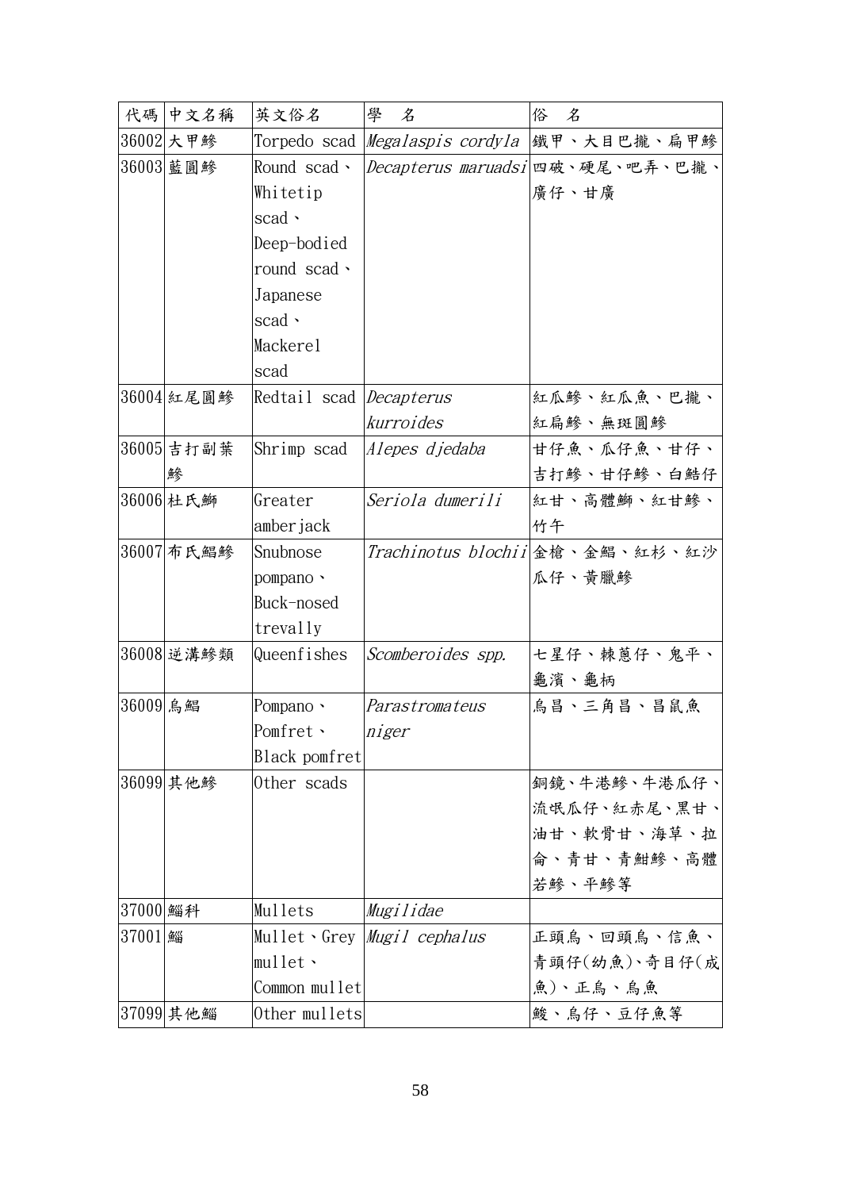| 代碼 | 中文名稱 | 英文俗名 | 學　名 | 俗　名 |
|---|---|---|---|---|
| 36002 | 大甲鰺 | Torpedo scad | *Megalaspis cordyla* | 鐵甲、大目巴攏、扁甲鰺 |
| 36003 | 藍圓鰺 | Round scad、Whitetip scad、Deep-bodied round scad、Japanese scad、Mackerel scad | *Decapterus maruadsi* | 四破、硬尾、吧弄、巴攏、廣仔、甘廣 |
| 36004 | 紅尾圓鰺 | Redtail scad | *Decapterus kurroides* | 紅瓜鰺、紅瓜魚、巴攏、紅扁鰺、無斑圓鰺 |
| 36005 | 吉打副葉鰺 | Shrimp scad | *Alepes djedaba* | 甘仔魚、瓜仔魚、甘仔、吉打鰺、甘仔鰺、白鮚仔 |
| 36006 | 杜氏鰤 | Greater amberjack | *Seriola dumerili* | 紅甘、高體鰤、紅甘鰺、竹午 |
| 36007 | 布氏鯧鰺 | Snubnose pompano、Buck-nosed trevally | *Trachinotus blochii* | 金槍、金鯧、紅杉、紅沙瓜仔、黃臘鰺 |
| 36008 | 逆溝鰺類 | Queenfishes | *Scomberoides spp.* | 七星仔、棘蔥仔、鬼平、龜濱、龜柄 |
| 36009 | 烏鯧 | Pompano、Pomfret、Black pomfret | *Parastromateus niger* | 烏昌、三角昌、昌鼠魚 |
| 36099 | 其他鰺 | Other scads | | 銅鏡、牛港鰺、牛港瓜仔、流氓瓜仔、紅赤尾、黑甘、油甘、軟骨甘、海草、拉侖、青甘、青鮒鰺、高體若鰺、平鰺等 |
| 37000 | 鯔科 | Mullets | *Mugilidae* | |
| 37001 | 鯔 | Mullet、Grey mullet、Common mullet | *Mugil cephalus* | 正頭烏、回頭烏、信魚、青頭仔(幼魚)、奇目仔(成魚)、正烏、烏魚 |
| 37099 | 其他鯔 | Other mullets | | 鮻、烏仔、豆仔魚等 |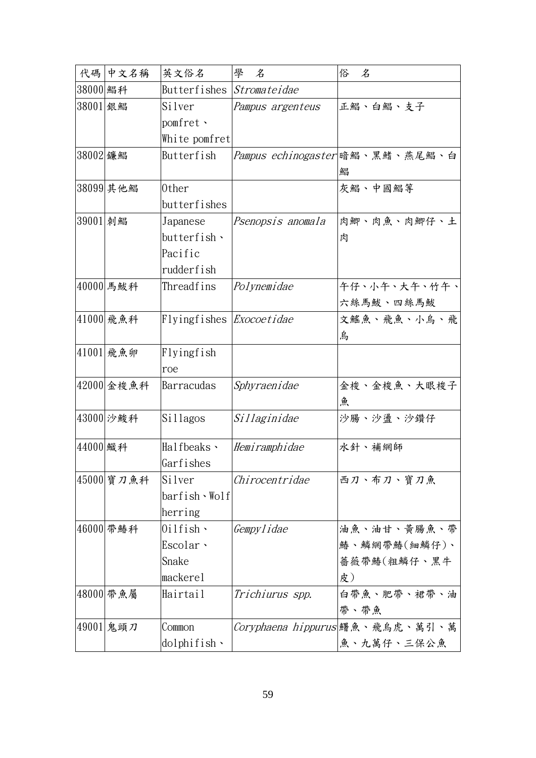| 代碼 | 中文名稱 | 英文俗名 | 學　名 | 俗　名 |
|---|---|---|---|---|
| 38000 | 鯧科 | Butterfishes | *Stromateidae* | |
| 38001 | 銀鯧 | Silver pomfret、White pomfret | *Pampus argenteus* | 正鯧、白鯧、支子 |
| 38002 | 鐮鯧 | Butterfish | *Pampus echinogaster* | 暗鯧、黑鰭、燕尾鯧、白鯧 |
| 38099 | 其他鯧 | Other butterfishes | | 灰鯧、中國鯧等 |
| 39001 | 刺鯧 | Japanese butterfish、Pacific rudderfish | *Psenopsis anomala* | 肉鯽、肉魚、肉鯽仔、土肉 |
| 40000 | 馬鮁科 | Threadfins | *Polynemidae* | 午仔、小午、大午、竹午、六絲馬鮁、四絲馬鮁 |
| 41000 | 飛魚科 | Flyingfishes | *Exocoetidae* | 文鰩魚、飛魚、小烏、飛烏 |
| 41001 | 飛魚卵 | Flyingfish roe | | |
| 42000 | 金梭魚科 | Barracudas | *Sphyraenidae* | 金梭、金梭魚、大眼梭子魚 |
| 43000 | 沙鮻科 | Sillagos | *Sillaginidae* | 沙腸、沙盪、沙鑽仔 |
| 44000 | 鱵科 | Halfbeaks、Garfishes | *Hemiramphidae* | 水針、補網師 |
| 45000 | 寶刀魚科 | Silver barfish、Wolf herring | *Chirocentridae* | 西刀、布刀、寶刀魚 |
| 46000 | 帶鰆科 | Oilfish、Escolar、Snake mackerel | *Gempylidae* | 油魚、油甘、黃腸魚、帶鰆、鱗網帶鰆(細鱗仔)、薔薇帶鰆(粗鱗仔、黑牛皮) |
| 48000 | 帶魚屬 | Hairtail | *Trichiurus spp.* | 白帶魚、肥帶、裙帶、油帶、帶魚 |
| 49001 | 鬼頭刀 | Common dolphifish、 | *Coryphaena hippurus* | 鱰魚、飛烏虎、萬引、萬魚、九萬仔、三保公魚 |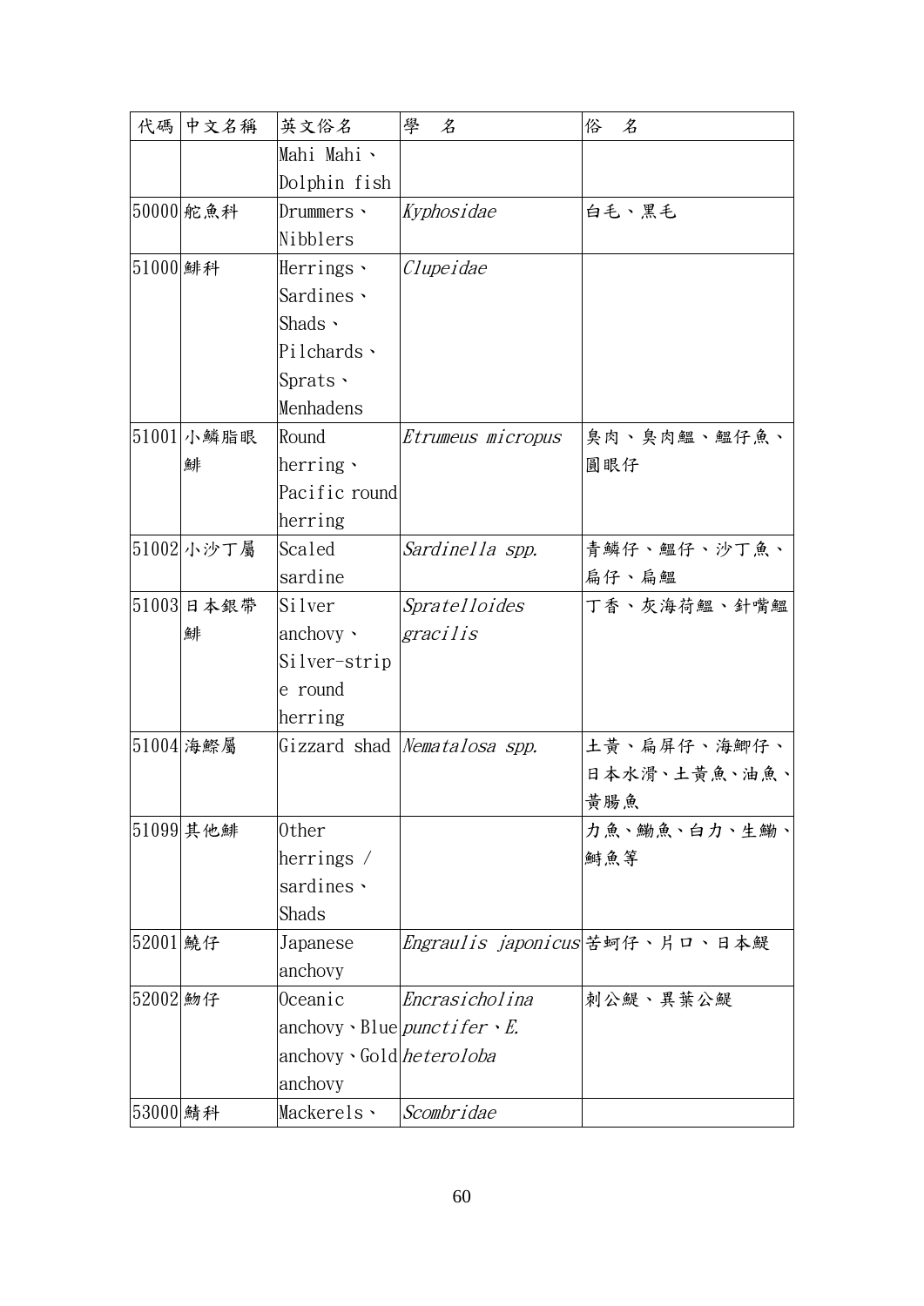| 代碼 | 中文名稱 | 英文俗名 | 學　名 | 俗　名 |
| --- | --- | --- | --- | --- |
| | | Mahi Mahi、Dolphin fish | | |
| 50000 | 舵魚科 | Drummers、Nibblers | *Kyphosidae* | 白毛、黑毛 |
| 51000 | 鯡科 | Herrings、Sardines、Shads、Pilchards、Sprats、Menhadens | *Clupeidae* | |
| 51001 | 小鱗脂眼鯡 | Round herring、Pacific round herring | *Etrumeus micropus* | 臭肉、臭肉鰮、鰮仔魚、圓眼仔 |
| 51002 | 小沙丁屬 | Scaled sardine | *Sardinella spp.* | 青鱗仔、鰮仔、沙丁魚、扁仔、扁鰮 |
| 51003 | 日本銀帶鯡 | Silver anchovy、Silver-stripe round herring | *Spratelloides gracilis* | 丁香、灰海荷鰮、針嘴鰮 |
| 51004 | 海鰶屬 | Gizzard shad | *Nematalosa spp.* | 土黃、扁屏仔、海鯽仔、日本水滑、土黃魚、油魚、黃腸魚 |
| 51099 | 其他鯡 | Other herrings / sardines、Shads | | 力魚、鰳魚、白力、生鰳、鰣魚等 |
| 52001 | 鱙仔 | Japanese anchovy | *Engraulis japonicus* | 苦蚵仔、片口、日本鯷 |
| 52002 | 魩仔 | Oceanic anchovy、Blue anchovy、Gold anchovy | *Encrasicholina punctifer*、*E. heteroloba* | 刺公鯷、異葉公鯷 |
| 53000 | 鯖科 | Mackerels、 | *Scombridae* | |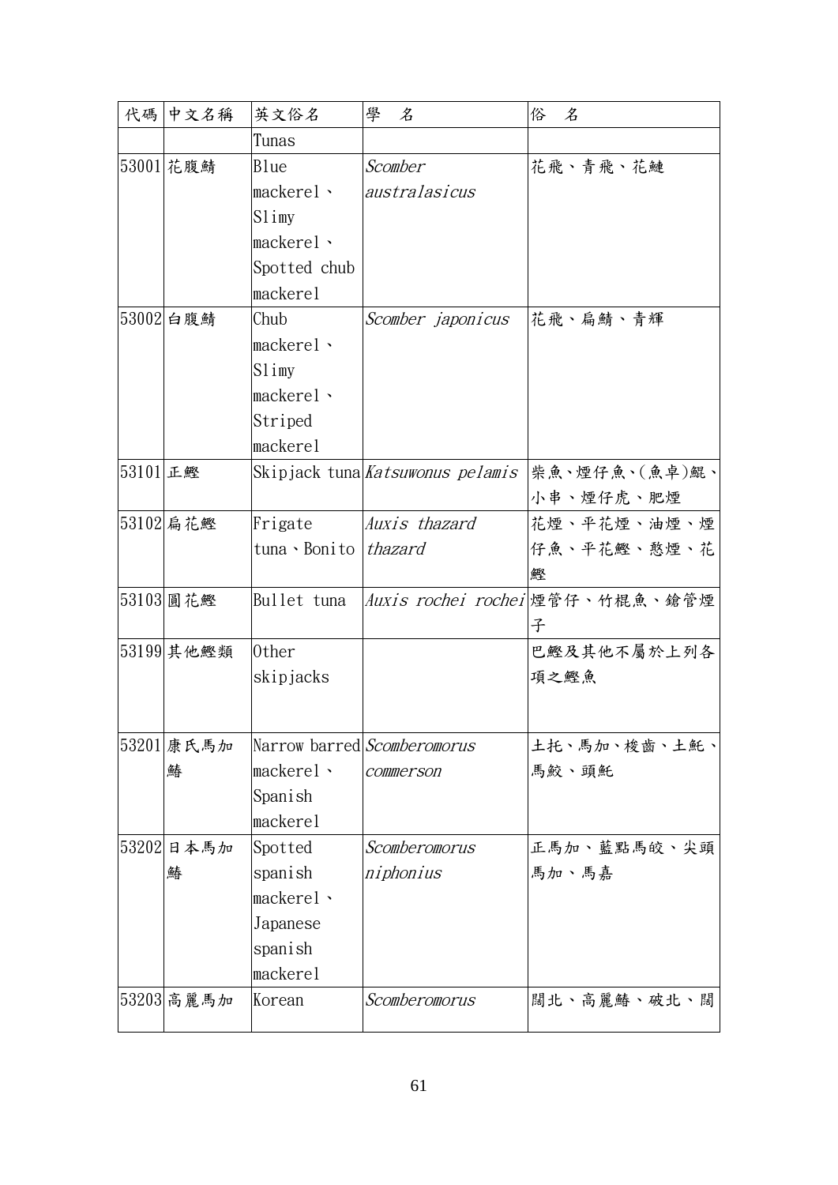| 代碼 | 中文名稱 | 英文俗名 | 學　名 | 俗　名 |
|---|---|---|---|---|
| | | Tunas | | |
| 53001 | 花腹鯖 | Blue mackerel、Slimy mackerel、Spotted chub mackerel | *Scomber australasicus* | 花飛、青飛、花鰱 |
| 53002 | 白腹鯖 | Chub mackerel、Slimy mackerel、Striped mackerel | *Scomber japonicus* | 花飛、扁鯖、青輝 |
| 53101 | 正鰹 | Skipjack tuna | *Katsuwonus pelamis* | 柴魚、煙仔魚、(魚卓)鯤、小串、煙仔虎、肥煙 |
| 53102 | 扁花鰹 | Frigate tuna、Bonito | *Auxis thazard thazard* | 花煙、平花煙、油煙、煙仔魚、平花鰹、憨煙、花鰹 |
| 53103 | 圓花鰹 | Bullet tuna | *Auxis rochei rochei* | 煙管仔、竹棍魚、鎗管煙子 |
| 53199 | 其他鰹類 | Other skipjacks | | 巴鰹及其他不屬於上列各項之鰹魚 |
| 53201 | 康氏馬加鰆 | Narrow barred mackerel、Spanish mackerel | *Scomberomorus commerson* | 土托、馬加、梭齒、土魠、馬鮫、頭魠 |
| 53202 | 日本馬加鰆 | Spotted spanish mackerel、Japanese spanish mackerel | *Scomberomorus niphonius* | 正馬加、藍點馬鮫、尖頭馬加、馬嘉 |
| 53203 | 高麗馬加 | Korean | *Scomberomorus* | 闊北、高麗鰆、破北、闊 |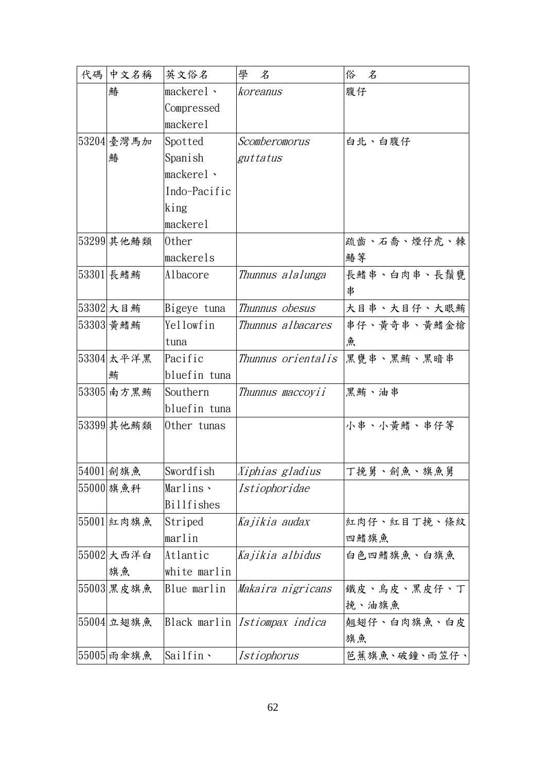| 代碼 | 中文名稱 | 英文俗名 | 學　名 | 俗　名 |
| --- | --- | --- | --- | --- |
| | 鰆 | mackerel、Compressed mackerel | *koreanus* | 腹仔 |
| 53204 | 臺灣馬加鰆 | Spotted Spanish mackerel、Indo-Pacific king mackerel | *Scomberomorus guttatus* | 白北、白腹仔 |
| 53299 | 其他鰆類 | Other mackerels | | 疏齒、石喬、煙仔虎、棘鰆等 |
| 53301 | 長鰭鮪 | Albacore | *Thunnus alalunga* | 長鰭串、白肉串、長鬚甕串 |
| 53302 | 大目鮪 | Bigeye tuna | *Thunnus obesus* | 大目串、大目仔、大眼鮪 |
| 53303 | 黃鰭鮪 | Yellowfin tuna | *Thunnus albacares* | 串仔、黃奇串、黃鰭金槍魚 |
| 53304 | 太平洋黑鮪 | Pacific bluefin tuna | *Thunnus orientalis* | 黑甕串、黑鮪、黑暗串 |
| 53305 | 南方黑鮪 | Southern bluefin tuna | *Thunnus maccoyii* | 黑鮪、油串 |
| 53399 | 其他鮪類 | Other tunas | | 小串、小黃鰭、串仔等 |
| 54001 | 劍旗魚 | Swordfish | *Xiphias gladius* | 丁挽舅、劍魚、旗魚舅 |
| 55000 | 旗魚科 | Marlins、Billfishes | *Istiophoridae* | |
| 55001 | 紅肉旗魚 | Striped marlin | *Kajikia audax* | 紅肉仔、紅目丁挽、條紋四鰭旗魚 |
| 55002 | 大西洋白旗魚 | Atlantic white marlin | *Kajikia albidus* | 白色四鰭旗魚、白旗魚 |
| 55003 | 黑皮旗魚 | Blue marlin | *Makaira nigricans* | 鐵皮、烏皮、黑皮仔、丁挽、油旗魚 |
| 55004 | 立翅旗魚 | Black marlin | *Istiompax indica* | 翹翅仔、白肉旗魚、白皮旗魚 |
| 55005 | 雨傘旗魚 | Sailfin、 | *Istiophorus* | 芭蕉旗魚、破鐘、雨笠仔、 |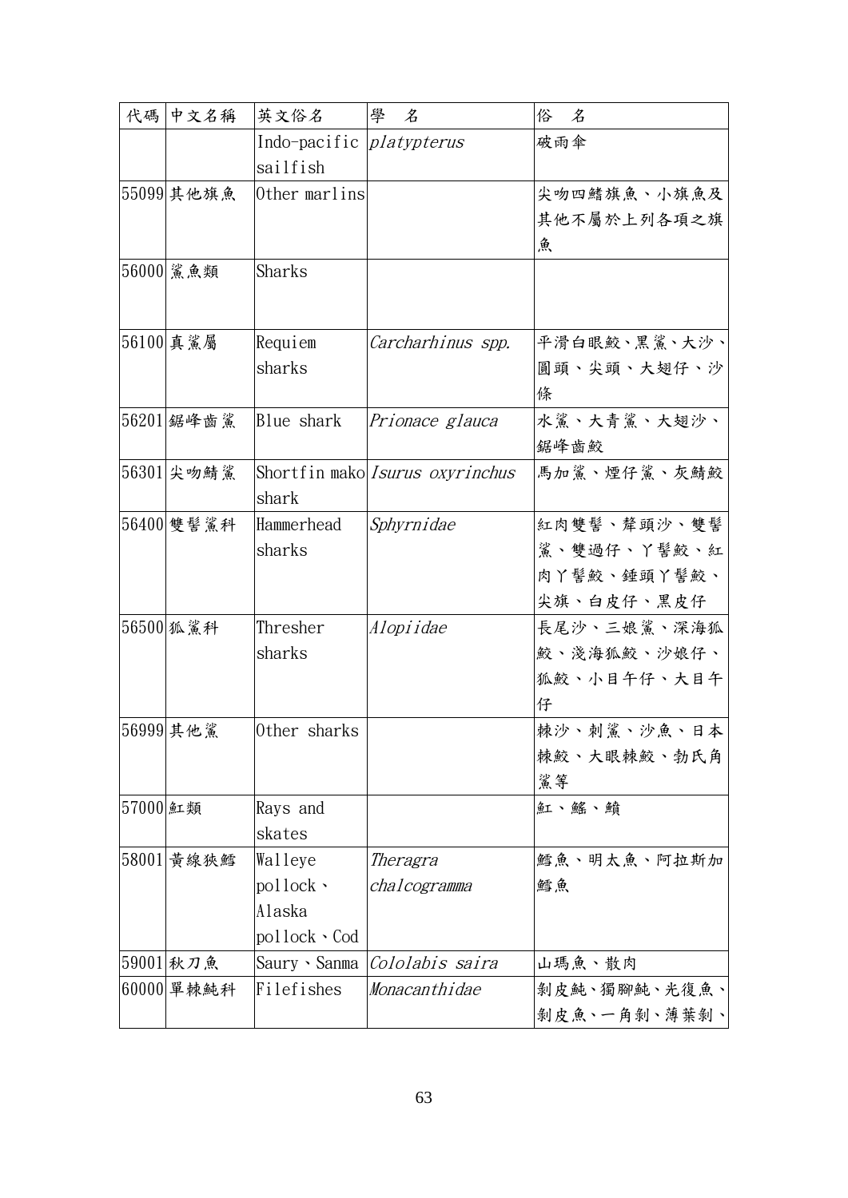| 代碼 | 中文名稱 | 英文俗名 | 學　名 | 俗　名 |
|---|---|---|---|---|
| | | Indo-pacific sailfish | *platypterus* | 破雨傘 |
| 55099 | 其他旗魚 | Other marlins | | 尖吻四鰭旗魚、小旗魚及其他不屬於上列各項之旗魚 |
| 56000 | 鯊魚類 | Sharks | | |
| 56100 | 真鯊屬 | Requiem sharks | *Carcharhinus spp.* | 平滑白眼鮫、黑鯊、大沙、圓頭、尖頭、大翅仔、沙條 |
| 56201 | 鋸峰齒鯊 | Blue shark | *Prionace glauca* | 水鯊、大青鯊、大翅沙、鋸峰齒鮫 |
| 56301 | 尖吻鯖鯊 | Shortfin mako shark | *Isurus oxyrinchus* | 馬加鯊、煙仔鯊、灰鯖鮫 |
| 56400 | 雙髻鯊科 | Hammerhead sharks | *Sphyrnidae* | 紅肉雙髻、犛頭沙、雙髻鯊、雙過仔、丫髻鮫、紅肉丫髻鮫、錘頭丫髻鮫、尖旗、白皮仔、黑皮仔 |
| 56500 | 狐鯊科 | Thresher sharks | *Alopiidae* | 長尾沙、三娘鯊、深海狐鮫、淺海狐鮫、沙娘仔、狐鮫、小目午仔、大目午仔 |
| 56999 | 其他鯊 | Other sharks | | 棘沙、刺鯊、沙魚、日本棘鮫、大眼棘鮫、勃氏角鯊等 |
| 57000 | 魟類 | Rays and skates | | 魟、鰩、鱝 |
| 58001 | 黃線狹鱈 | Walleye pollock、Alaska pollock、Cod | *Theragra chalcogramma* | 鱈魚、明太魚、阿拉斯加鱈魚 |
| 59001 | 秋刀魚 | Saury、Sanma | *Cololabis saira* | 山瑪魚、散肉 |
| 60000 | 單棘魨科 | Filefishes | *Monacanthidae* | 剝皮魨、獨腳魨、光復魚、剝皮魚、一角剝、薄葉剝、 |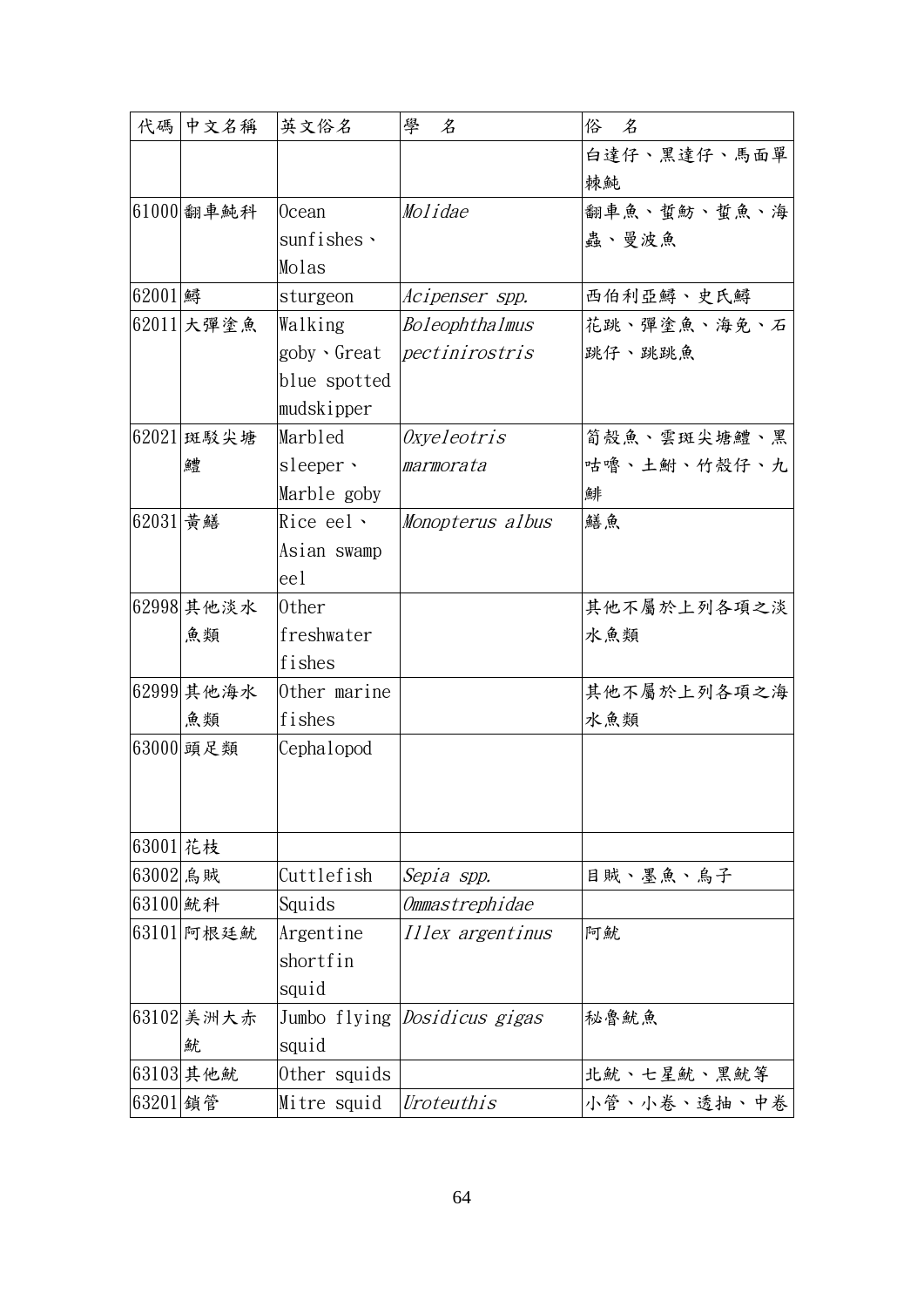| 代碼 | 中文名稱 | 英文俗名 | 學　名 | 俗　名 |
|---|---|---|---|---|
| | | | | 白達仔、黑達仔、馬面單棘魨 |
| 61000 | 翻車魨科 | Ocean sunfishes、Molas | *Molidae* | 翻車魚、蜇魴、蜇魚、海蟲、曼波魚 |
| 62001 | 鱘 | sturgeon | *Acipenser spp.* | 西伯利亞鱘、史氏鱘 |
| 62011 | 大彈塗魚 | Walking goby、Great blue spotted mudskipper | *Boleophthalmus pectinirostris* | 花跳、彈塗魚、海兔、石跳仔、跳跳魚 |
| 62021 | 斑駁尖塘鱧 | Marbled sleeper、Marble goby | *Oxyeleotris marmorata* | 筍殼魚、雲斑尖塘鱧、黑咕嚕、土鮒、竹殼仔、九䱀 |
| 62031 | 黃鱔 | Rice eel、Asian swamp eel | *Monopterus albus* | 鱔魚 |
| 62998 | 其他淡水魚類 | Other freshwater fishes | | 其他不屬於上列各項之淡水魚類 |
| 62999 | 其他海水魚類 | Other marine fishes | | 其他不屬於上列各項之海水魚類 |
| 63000 | 頭足類 | Cephalopod | | |
| 63001 | 花枝 | | | |
| 63002 | 烏賊 | Cuttlefish | *Sepia spp.* | 目賊、墨魚、烏子 |
| 63100 | 魷科 | Squids | *Ommastrephidae* | |
| 63101 | 阿根廷魷 | Argentine shortfin squid | *Illex argentinus* | 阿魷 |
| 63102 | 美洲大赤魷 | Jumbo flying squid | *Dosidicus gigas* | 秘魯魷魚 |
| 63103 | 其他魷 | Other squids | | 北魷、七星魷、黑魷等 |
| 63201 | 鎖管 | Mitre squid | *Uroteuthis* | 小管、小卷、透抽、中卷 |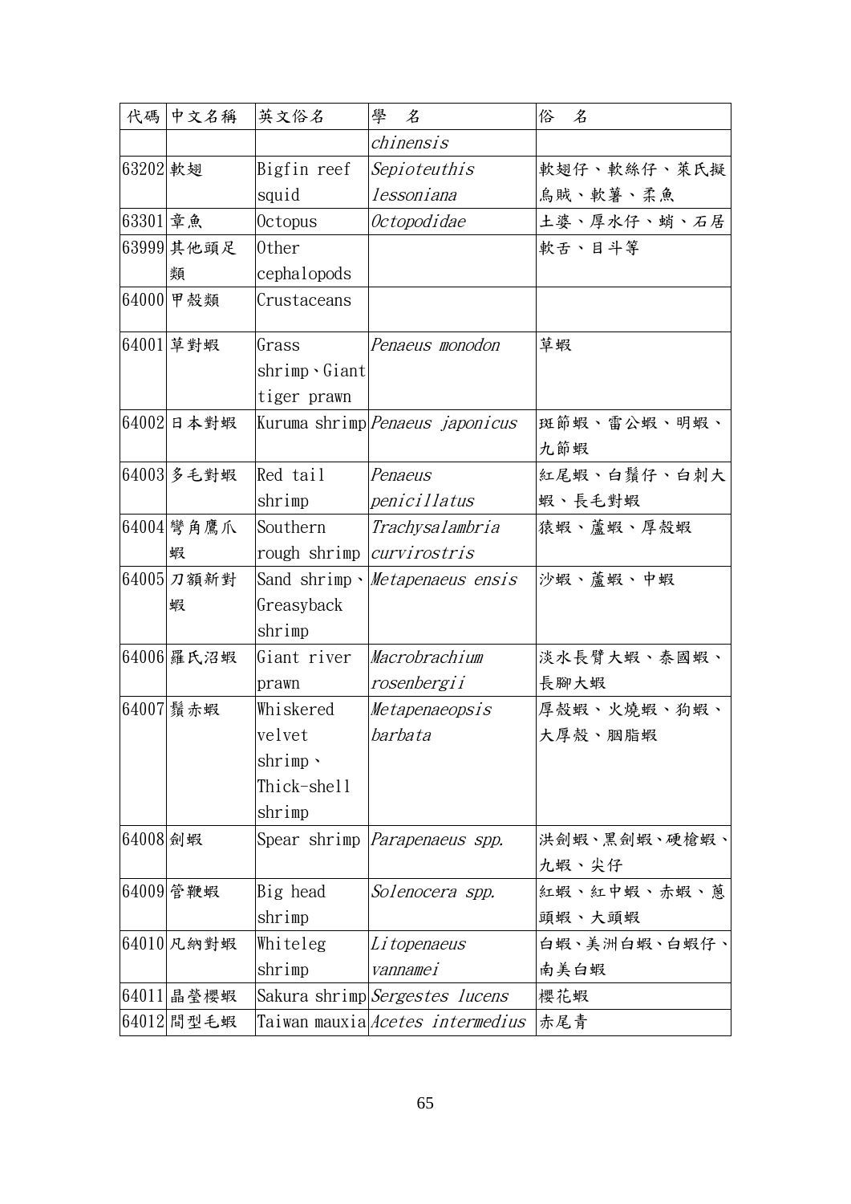| 代碼 | 中文名稱 | 英文俗名 | 學　名 | 俗　名 |
| --- | --- | --- | --- | --- |
| | | | *chinensis* | |
| 63202 | 軟翅 | Bigfin reef squid | *Sepioteuthis lessoniana* | 軟翅仔、軟絲仔、萊氏擬烏賊、軟薯、柔魚 |
| 63301 | 章魚 | Octopus | *Octopodidae* | 土婆、厚水仔、蛸、石居 |
| 63999 | 其他頭足類 | Other cephalopods | | 軟舌、目斗等 |
| 64000 | 甲殼類 | Crustaceans | | |
| 64001 | 草對蝦 | Grass shrimp、Giant tiger prawn | *Penaeus monodon* | 草蝦 |
| 64002 | 日本對蝦 | Kuruma shrimp | *Penaeus japonicus* | 斑節蝦、雷公蝦、明蝦、九節蝦 |
| 64003 | 多毛對蝦 | Red tail shrimp | *Penaeus penicillatus* | 紅尾蝦、白鬚仔、白刺大蝦、長毛對蝦 |
| 64004 | 彎角鷹爪蝦 | Southern rough shrimp | *Trachysalambria curvirostris* | 猿蝦、蘆蝦、厚殼蝦 |
| 64005 | 刀額新對蝦 | Sand shrimp、Greasyback shrimp | *Metapenaeus ensis* | 沙蝦、蘆蝦、中蝦 |
| 64006 | 羅氏沼蝦 | Giant river prawn | *Macrobrachium rosenbergii* | 淡水長臂大蝦、泰國蝦、長腳大蝦 |
| 64007 | 鬚赤蝦 | Whiskered velvet shrimp、Thick-shell shrimp | *Metapenaeopsis barbata* | 厚殼蝦、火燒蝦、狗蝦、大厚殼、胭脂蝦 |
| 64008 | 劍蝦 | Spear shrimp | *Parapenaeus spp.* | 洪劍蝦、黑劍蝦、硬槍蝦、九蝦、尖仔 |
| 64009 | 管鞭蝦 | Big head shrimp | *Solenocera spp.* | 紅蝦、紅中蝦、赤蝦、蔥頭蝦、大頭蝦 |
| 64010 | 凡納對蝦 | Whiteleg shrimp | *Litopenaeus vannamei* | 白蝦、美洲白蝦、白蝦仔、南美白蝦 |
| 64011 | 晶瑩櫻蝦 | Sakura shrimp | *Sergestes lucens* | 櫻花蝦 |
| 64012 | 間型毛蝦 | Taiwan mauxia | *Acetes intermedius* | 赤尾青 |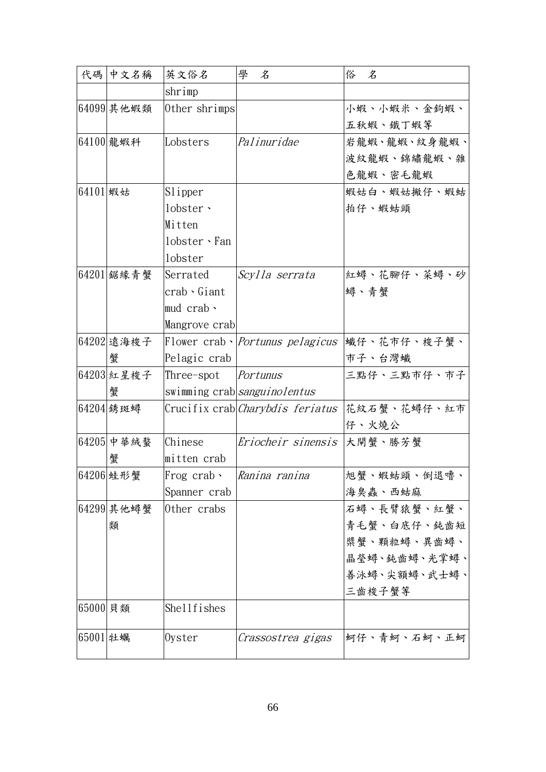| 代碼 | 中文名稱 | 英文俗名 | 學　名 | 俗　名 |
|---|---|---|---|---|
| | | shrimp | | |
| 64099 | 其他蝦類 | Other shrimps | | 小蝦、小蝦米、金鉤蝦、五秋蝦、鐵丁蝦等 |
| 64100 | 龍蝦科 | Lobsters | *Palinuridae* | 岩龍蝦、龍蝦、紋身龍蝦、波紋龍蝦、錦繡龍蝦、雜色龍蝦、密毛龍蝦 |
| 64101 | 蝦姑 | Slipper lobster、Mitten lobster、Fan lobster | | 蝦姑白、蝦姑撇仔、蝦姑拍仔、蝦蛄頭 |
| 64201 | 鋸緣青蟹 | Serrated crab、Giant mud crab、Mangrove crab | *Scylla serrata* | 紅蟳、花腳仔、菜蟳、砂蟳、青蟹 |
| 64202 | 遠海梭子蟹 | Flower crab、Pelagic crab | *Portunus pelagicus* | 蠘仔、花市仔、梭子蟹、市子、台灣蠘 |
| 64203 | 紅星梭子蟹 | Three-spot swimming crab | *Portunus sanguinolentus* | 三點仔、三點市仔、市子 |
| 64204 | 銹斑蟳 | Crucifix crab | *Charybdis feriatus* | 花紋石蟹、花蟳仔、紅市仔、火燒公 |
| 64205 | 中華絨螯蟹 | Chinese mitten crab | *Eriocheir sinensis* | 大閘蟹、勝芳蟹 |
| 64206 | 蛙形蟹 | Frog crab、Spanner crab | *Ranina ranina* | 旭蟹、蝦蛄頭、倒退嚕、海臭蟲、西蛄麻 |
| 64299 | 其他蟳蟹類 | Other crabs | | 石蟳、長臂猿蟹、紅蟹、青毛蟹、白底仔、鈍齒短槳蟹、顆粒蟳、異齒蟳、晶瑩蟳、鈍齒蟳、光掌蟳、善泳蟳、尖額蟳、武士蟳、三齒梭子蟹等 |
| 65000 | 貝類 | Shellfishes | | |
| 65001 | 牡蠣 | Oyster | *Crassostrea gigas* | 蚵仔、青蚵、石蚵、正蚵 |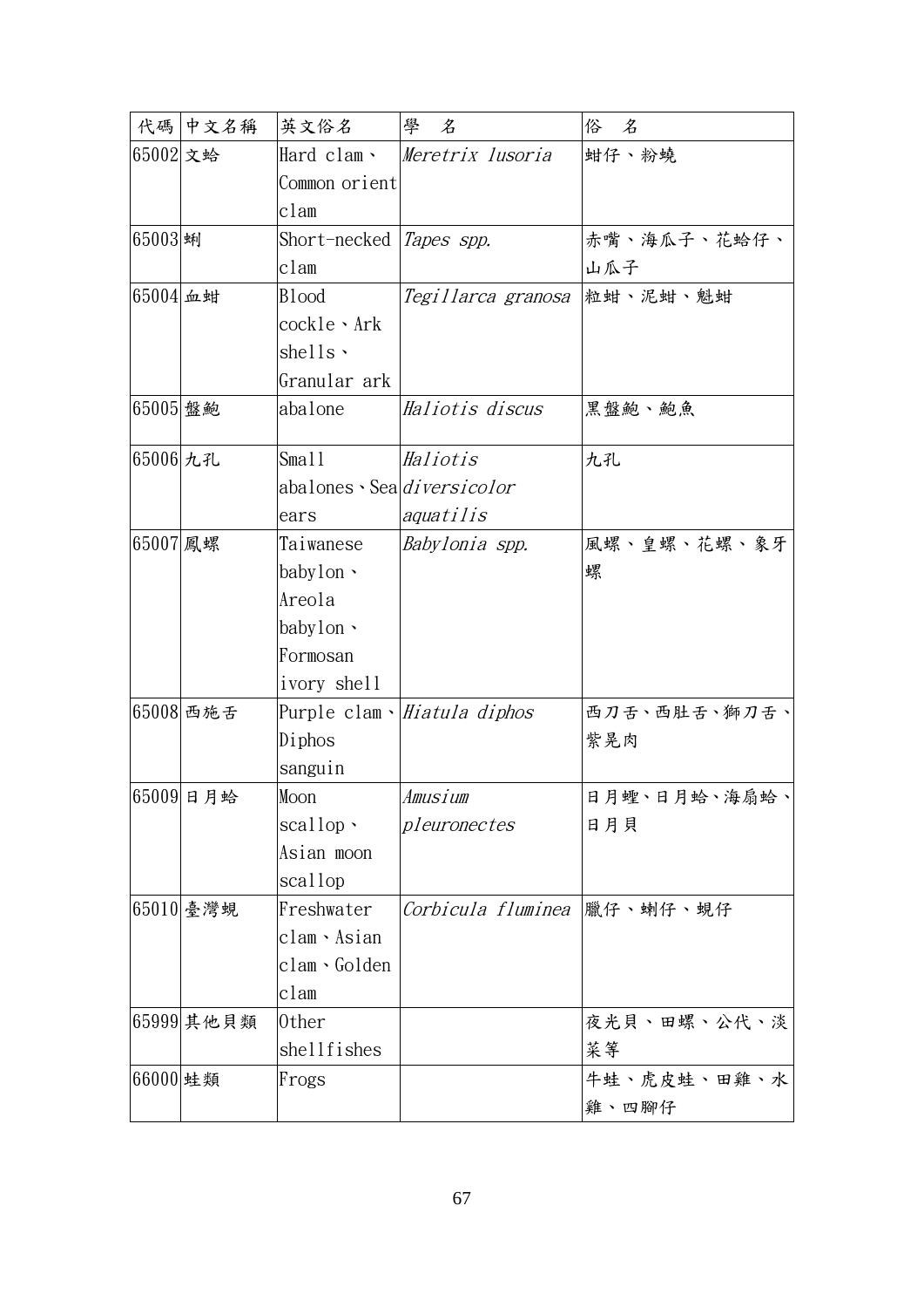| 代碼 | 中文名稱 | 英文俗名 | 學　名 | 俗　名 |
|---|---|---|---|---|
| 65002 | 文蛤 | Hard clam、Common orient clam | *Meretrix lusoria* | 蚶仔、粉蟯 |
| 65003 | 蜊 | Short-necked clam | *Tapes spp.* | 赤嘴、海瓜子、花蛤仔、山瓜子 |
| 65004 | 血蚶 | Blood cockle、Ark shells、Granular ark | *Tegillarca granosa* | 粒蚶、泥蚶、魁蚶 |
| 65005 | 盤鮑 | abalone | *Haliotis discus* | 黑盤鮑、鮑魚 |
| 65006 | 九孔 | Small abalones、Sea ears | *Haliotis diversicolor aquatilis* | 九孔 |
| 65007 | 鳳螺 | Taiwanese babylon、Areola babylon、Formosan ivory shell | *Babylonia spp.* | 風螺、皇螺、花螺、象牙螺 |
| 65008 | 西施舌 | Purple clam、Diphos sanguin | *Hiatula diphos* | 西刀舌、西肚舌、獅刀舌、紫晃肉 |
| 65009 | 日月蛤 | Moon scallop、Asian moon scallop | *Amusium pleuronectes* | 日月蟶、日月蛤、海扇蛤、日月貝 |
| 65010 | 臺灣蜆 | Freshwater clam、Asian clam、Golden clam | *Corbicula fluminea* | 臘仔、蜊仔、蜆仔 |
| 65999 | 其他貝類 | Other shellfishes | | 夜光貝、田螺、公代、淡菜等 |
| 66000 | 蛙類 | Frogs | | 牛蛙、虎皮蛙、田雞、水雞、四腳仔 |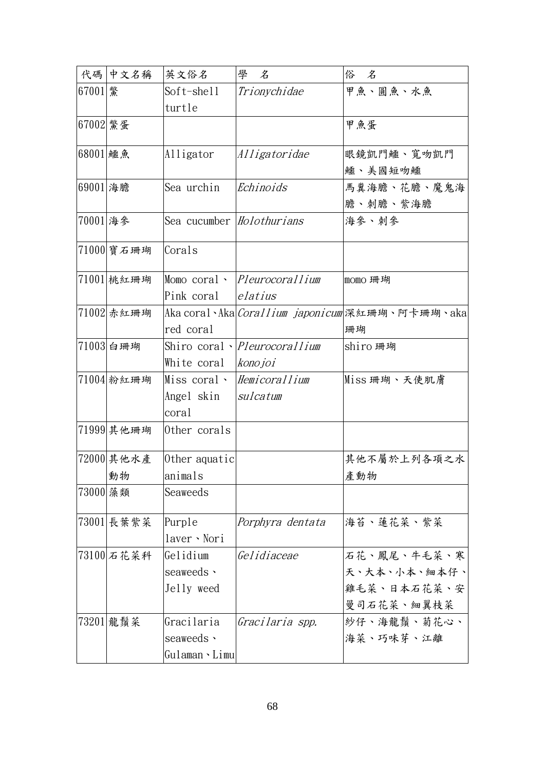| 代碼 | 中文名稱 | 英文俗名 | 學　名 | 俗　名 |
|---|---|---|---|---|
| 67001 | 鱉 | Soft-shell turtle | *Trionychidae* | 甲魚、圓魚、水魚 |
| 67002 | 鱉蛋 | | | 甲魚蛋 |
| 68001 | 鱷魚 | Alligator | *Alligatoridae* | 眼鏡凱門鱷、寬吻凱門鱷、美國短吻鱷 |
| 69001 | 海膽 | Sea urchin | *Echinoids* | 馬糞海膽、花膽、魔鬼海膽、刺膽、紫海膽 |
| 70001 | 海參 | Sea cucumber | *Holothurians* | 海參、刺參 |
| 71000 | 寶石珊瑚 | Corals | | |
| 71001 | 桃紅珊瑚 | Momo coral、Pink coral | *Pleurocorallium elatius* | momo 珊瑚 |
| 71002 | 赤紅珊瑚 | Aka coral、Aka red coral | *Corallium japonicum* | 深紅珊瑚、阿卡珊瑚、aka 珊瑚 |
| 71003 | 白珊瑚 | Shiro coral、White coral | *Pleurocorallium konojoi* | shiro 珊瑚 |
| 71004 | 粉紅珊瑚 | Miss coral、Angel skin coral | *Hemicorallium sulcatum* | Miss 珊瑚、天使肌膚 |
| 71999 | 其他珊瑚 | Other corals | | |
| 72000 | 其他水產動物 | Other aquatic animals | | 其他不屬於上列各項之水產動物 |
| 73000 | 藻類 | Seaweeds | | |
| 73001 | 長葉紫菜 | Purple laver、Nori | *Porphyra dentata* | 海苔、蓮花菜、紫菜 |
| 73100 | 石花菜科 | Gelidium seaweeds、Jelly weed | *Gelidiaceae* | 石花、鳳尾、牛毛菜、寒天、大本、小本、細本仔、雞毛菜、日本石花菜、安曼司石花菜、細翼枝菜 |
| 73201 | 龍鬚菜 | Gracilaria seaweeds、Gulaman、Limu | *Gracilaria spp.* | 紗仔、海龍鬚、菊花心、海菜、巧味芽、江離 |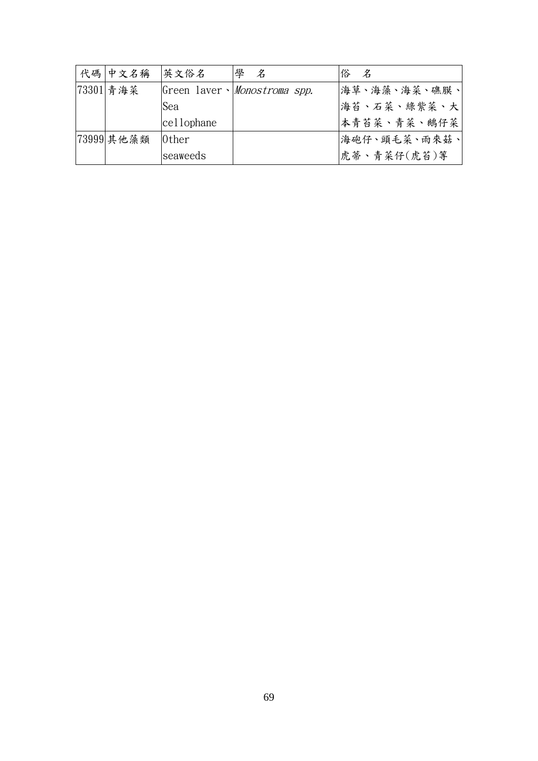| 代碼 | 中文名稱 | 英文俗名 | 學　名 | 俗　名 |
| --- | --- | --- | --- | --- |
| 73301 | 青海菜 | Green laver、Sea cellophane | *Monostroma spp.* | 海草、海藻、海菜、礁膜、海苔、石菜、綠紫菜、大本青苔菜、青菜、鵝仔菜 |
| 73999 | 其他藻類 | Other seaweeds | | 海砲仔、頭毛菜、雨來菇、虎蒂、青菜仔(虎苔)等 |